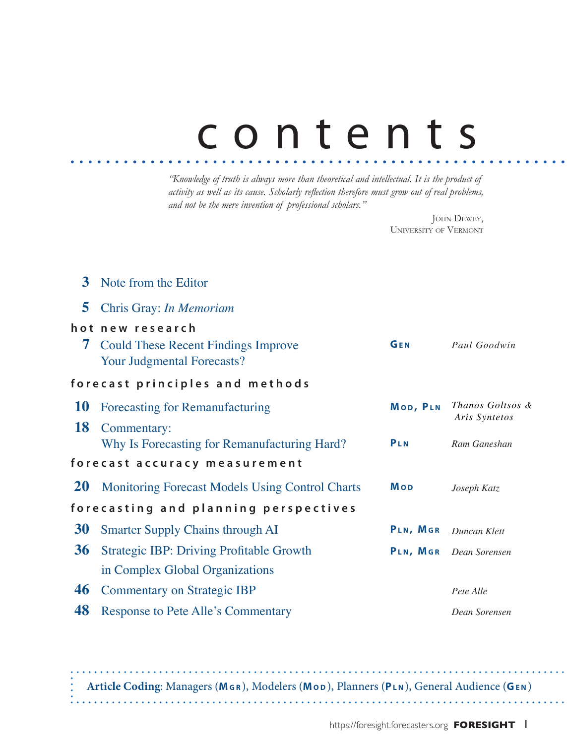# contents

*"Knowledge of truth is always more than theoretical and intellectual. It is the product of activity as well as its cause. Scholarly reflection therefore must grow out of real problems, and not be the mere invention of professional scholars."*

John Dewey,
University of Vermont

**3** Note from the Editor

**5** Chris Gray: *In Memoriam*

## hot new research

| Page | Title | Coding | Author |
|---|---|---|---|
| 7 | Could These Recent Findings Improve Your Judgmental Forecasts? | GEN | *Paul Goodwin* |

## forecast principles and methods

| Page | Title | Coding | Author |
|---|---|---|---|
| 10 | Forecasting for Remanufacturing | MOD, PLN | *Thanos Goltsos & Aris Syntetos* |
| 18 | Commentary: Why Is Forecasting for Remanufacturing Hard? | PLN | *Ram Ganeshan* |

## forecast accuracy measurement

| Page | Title | Coding | Author |
|---|---|---|---|
| 20 | Monitoring Forecast Models Using Control Charts | MOD | *Joseph Katz* |

## forecasting and planning perspectives

| Page | Title | Coding | Author |
|---|---|---|---|
| 30 | Smarter Supply Chains through AI | PLN, MGR | *Duncan Klett* |
| 36 | Strategic IBP: Driving Profitable Growth in Complex Global Organizations | PLN, MGR | *Dean Sorensen* |
| 46 | Commentary on Strategic IBP | | *Pete Alle* |
| 48 | Response to Pete Alle's Commentary | | *Dean Sorensen* |

**Article Coding**: Managers (**MGR**), Modelers (**MOD**), Planners (**PLN**), General Audience (**GEN**)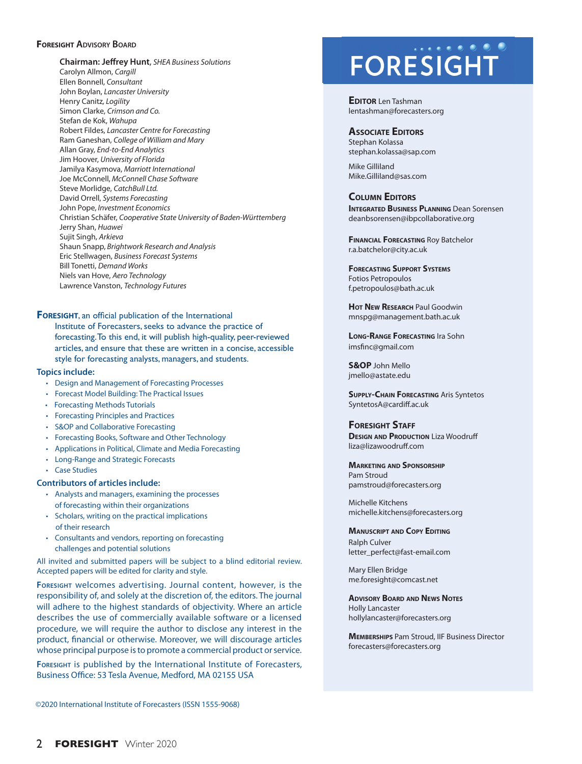## Foresight Advisory Board

**Chairman: Jeffrey Hunt**, *SHEA Business Solutions*
Carolyn Allmon, *Cargill*
Ellen Bonnell, *Consultant*
John Boylan, *Lancaster University*
Henry Canitz, *Logility*
Simon Clarke, *Crimson and Co.*
Stefan de Kok, *Wahupa*
Robert Fildes, *Lancaster Centre for Forecasting*
Ram Ganeshan, *College of William and Mary*
Allan Gray, *End-to-End Analytics*
Jim Hoover, *University of Florida*
Jamilya Kasymova, *Marriott International*
Joe McConnell, *McConnell Chase Software*
Steve Morlidge, *CatchBull Ltd.*
David Orrell, *Systems Forecasting*
John Pope, *Investment Economics*
Christian Schäfer, *Cooperative State University of Baden-Württemberg*
Jerry Shan, *Huawei*
Sujit Singh, *Arkieva*
Shaun Snapp, *Brightwork Research and Analysis*
Eric Stellwagen, *Business Forecast Systems*
Bill Tonetti, *Demand Works*
Niels van Hove, *Aero Technology*
Lawrence Vanston, *Technology Futures*

**Foresight**, an official publication of the International Institute of Forecasters, seeks to advance the practice of forecasting. To this end, it will publish high-quality, peer-reviewed articles, and ensure that these are written in a concise, accessible style for forecasting analysts, managers, and students.

**Topics include:**

- Design and Management of Forecasting Processes
- Forecast Model Building: The Practical Issues
- Forecasting Methods Tutorials
- Forecasting Principles and Practices
- S&OP and Collaborative Forecasting
- Forecasting Books, Software and Other Technology
- Applications in Political, Climate and Media Forecasting
- Long-Range and Strategic Forecasts
- Case Studies

**Contributors of articles include:**

- Analysts and managers, examining the processes of forecasting within their organizations
- Scholars, writing on the practical implications of their research
- Consultants and vendors, reporting on forecasting challenges and potential solutions

All invited and submitted papers will be subject to a blind editorial review. Accepted papers will be edited for clarity and style.

Foresight welcomes advertising. Journal content, however, is the responsibility of, and solely at the discretion of, the editors. The journal will adhere to the highest standards of objectivity. Where an article describes the use of commercially available software or a licensed procedure, we will require the author to disclose any interest in the product, financial or otherwise. Moreover, we will discourage articles whose principal purpose is to promote a commercial product or service.

Foresight is published by the International Institute of Forecasters, Business Office: 53 Tesla Avenue, Medford, MA 02155 USA

©2020 International Institute of Forecasters (ISSN 1555-9068)

# FORESIGHT

**Editor** Len Tashman
lentashman@forecasters.org

**Associate Editors**
Stephan Kolassa
stephan.kolassa@sap.com

Mike Gilliland
Mike.Gilliland@sas.com

**Column Editors**

**Integrated Business Planning** Dean Sorensen
deanbsorensen@ibpcollaborative.org

**Financial Forecasting** Roy Batchelor
r.a.batchelor@city.ac.uk

**Forecasting Support Systems**
Fotios Petropoulos
f.petropoulos@bath.ac.uk

**Hot New Research** Paul Goodwin
mnspg@management.bath.ac.uk

**Long-Range Forecasting** Ira Sohn
imsfinc@gmail.com

**S&OP** John Mello
jmello@astate.edu

**Supply-Chain Forecasting** Aris Syntetos
SyntetosA@cardiff.ac.uk

**Foresight Staff**

**Design and Production** Liza Woodruff
liza@lizawoodruff.com

**Marketing and Sponsorship**
Pam Stroud
pamstroud@forecasters.org

Michelle Kitchens
michelle.kitchens@forecasters.org

**Manuscript and Copy Editing**
Ralph Culver
letter_perfect@fast-email.com

Mary Ellen Bridge
me.foresight@comcast.net

**Advisory Board and News Notes**
Holly Lancaster
hollylancaster@forecasters.org

**Memberships** Pam Stroud, IIF Business Director
forecasters@forecasters.org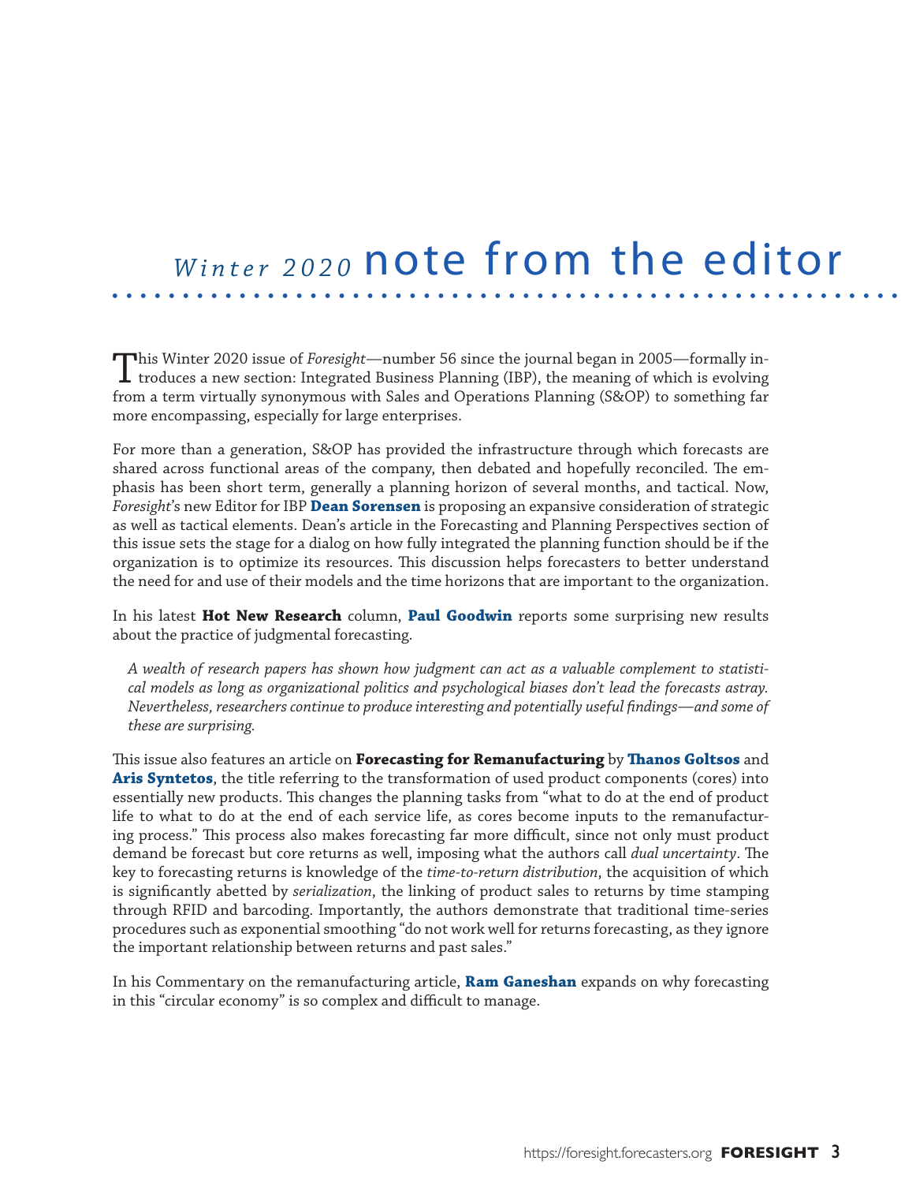# *Winter 2020* note from the editor

This Winter 2020 issue of *Foresight*—number 56 since the journal began in 2005—formally introduces a new section: Integrated Business Planning (IBP), the meaning of which is evolving from a term virtually synonymous with Sales and Operations Planning (S&OP) to something far more encompassing, especially for large enterprises.

For more than a generation, S&OP has provided the infrastructure through which forecasts are shared across functional areas of the company, then debated and hopefully reconciled. The emphasis has been short term, generally a planning horizon of several months, and tactical. Now, *Foresight*'s new Editor for IBP **Dean Sorensen** is proposing an expansive consideration of strategic as well as tactical elements. Dean's article in the Forecasting and Planning Perspectives section of this issue sets the stage for a dialog on how fully integrated the planning function should be if the organization is to optimize its resources. This discussion helps forecasters to better understand the need for and use of their models and the time horizons that are important to the organization.

In his latest **Hot New Research** column, **Paul Goodwin** reports some surprising new results about the practice of judgmental forecasting.

> *A wealth of research papers has shown how judgment can act as a valuable complement to statistical models as long as organizational politics and psychological biases don't lead the forecasts astray. Nevertheless, researchers continue to produce interesting and potentially useful findings—and some of these are surprising.*

This issue also features an article on **Forecasting for Remanufacturing** by **Thanos Goltsos** and **Aris Syntetos**, the title referring to the transformation of used product components (cores) into essentially new products. This changes the planning tasks from "what to do at the end of product life to what to do at the end of each service life, as cores become inputs to the remanufacturing process." This process also makes forecasting far more difficult, since not only must product demand be forecast but core returns as well, imposing what the authors call *dual uncertainty*. The key to forecasting returns is knowledge of the *time-to-return distribution*, the acquisition of which is significantly abetted by *serialization*, the linking of product sales to returns by time stamping through RFID and barcoding. Importantly, the authors demonstrate that traditional time-series procedures such as exponential smoothing "do not work well for returns forecasting, as they ignore the important relationship between returns and past sales."

In his Commentary on the remanufacturing article, **Ram Ganeshan** expands on why forecasting in this "circular economy" is so complex and difficult to manage.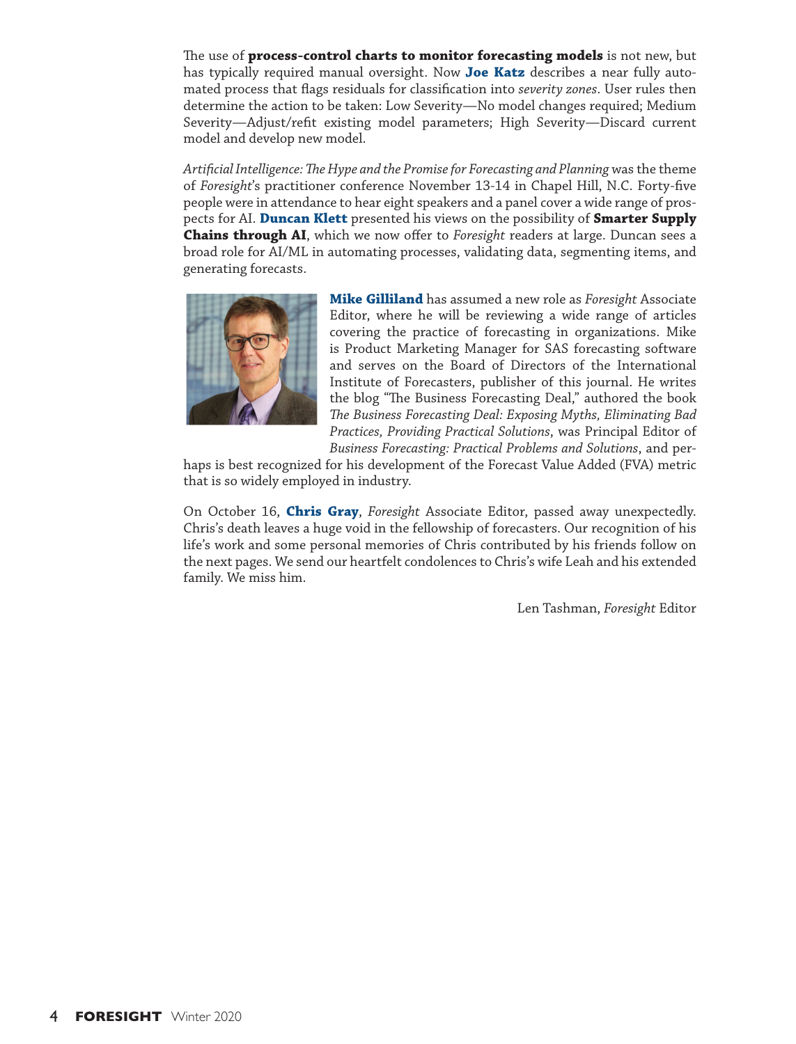The use of **process-control charts to monitor forecasting models** is not new, but has typically required manual oversight. Now **Joe Katz** describes a near fully automated process that flags residuals for classification into *severity zones*. User rules then determine the action to be taken: Low Severity—No model changes required; Medium Severity—Adjust/refit existing model parameters; High Severity—Discard current model and develop new model.

*Artificial Intelligence: The Hype and the Promise for Forecasting and Planning* was the theme of *Foresight*'s practitioner conference November 13-14 in Chapel Hill, N.C. Forty-five people were in attendance to hear eight speakers and a panel cover a wide range of prospects for AI. **Duncan Klett** presented his views on the possibility of **Smarter Supply Chains through AI**, which we now offer to *Foresight* readers at large. Duncan sees a broad role for AI/ML in automating processes, validating data, segmenting items, and generating forecasts.

**Mike Gilliland** has assumed a new role as *Foresight* Associate Editor, where he will be reviewing a wide range of articles covering the practice of forecasting in organizations. Mike is Product Marketing Manager for SAS forecasting software and serves on the Board of Directors of the International Institute of Forecasters, publisher of this journal. He writes the blog "The Business Forecasting Deal," authored the book *The Business Forecasting Deal: Exposing Myths, Eliminating Bad Practices, Providing Practical Solutions*, was Principal Editor of *Business Forecasting: Practical Problems and Solutions*, and perhaps is best recognized for his development of the Forecast Value Added (FVA) metric that is so widely employed in industry.

On October 16, **Chris Gray**, *Foresight* Associate Editor, passed away unexpectedly. Chris's death leaves a huge void in the fellowship of forecasters. Our recognition of his life's work and some personal memories of Chris contributed by his friends follow on the next pages. We send our heartfelt condolences to Chris's wife Leah and his extended family. We miss him.

Len Tashman, *Foresight* Editor